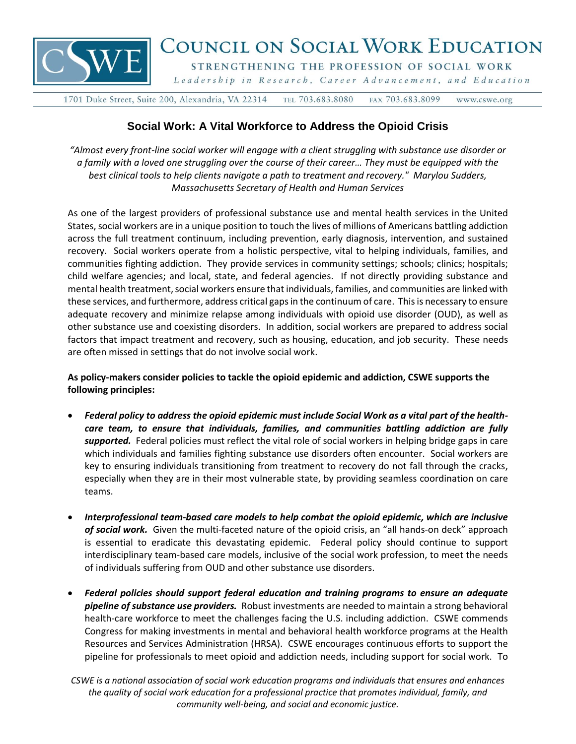# COUNCIL ON SOCIAL WORK EDUCATION

STRENGTHENING THE PROFESSION OF SOCIAL WORK

*Leadership in Research, Career Advancement, and Education*

1701 Duke Street, Suite 200, Alexandria, VA 22314 TEL 703.683.8080 FAX 703.683.8099 www.cswe.org

## Social Work: A Vital Workforce to Address the Opioid Crisis

*"Almost every front-line social worker will engage with a client struggling with substance use disorder or a family with a loved one struggling over the course of their career… They must be equipped with the best clinical tools to help clients navigate a path to treatment and recovery." Marylou Sudders, Massachusetts Secretary of Health and Human Services*

As one of the largest providers of professional substance use and mental health services in the United States, social workers are in a unique position to touch the lives of millions of Americans battling addiction across the full treatment continuum, including prevention, early diagnosis, intervention, and sustained recovery. Social workers operate from a holistic perspective, vital to helping individuals, families, and communities fighting addiction. They provide services in community settings; schools; clinics; hospitals; child welfare agencies; and local, state, and federal agencies. If not directly providing substance and mental health treatment, social workers ensure that individuals, families, and communities are linked with these services, and furthermore, address critical gaps in the continuum of care. This is necessary to ensure adequate recovery and minimize relapse among individuals with opioid use disorder (OUD), as well as other substance use and coexisting disorders. In addition, social workers are prepared to address social factors that impact treatment and recovery, such as housing, education, and job security. These needs are often missed in settings that do not involve social work.

**As policy-makers consider policies to tackle the opioid epidemic and addiction, CSWE supports the following principles:**

- ***Federal policy to address the opioid epidemic must include Social Work as a vital part of the health-care team, to ensure that individuals, families, and communities battling addiction are fully supported.*** Federal policies must reflect the vital role of social workers in helping bridge gaps in care which individuals and families fighting substance use disorders often encounter. Social workers are key to ensuring individuals transitioning from treatment to recovery do not fall through the cracks, especially when they are in their most vulnerable state, by providing seamless coordination on care teams.

- ***Interprofessional team-based care models to help combat the opioid epidemic, which are inclusive of social work.*** Given the multi-faceted nature of the opioid crisis, an "all hands-on deck" approach is essential to eradicate this devastating epidemic. Federal policy should continue to support interdisciplinary team-based care models, inclusive of the social work profession, to meet the needs of individuals suffering from OUD and other substance use disorders.

- ***Federal policies should support federal education and training programs to ensure an adequate pipeline of substance use providers.*** Robust investments are needed to maintain a strong behavioral health-care workforce to meet the challenges facing the U.S. including addiction. CSWE commends Congress for making investments in mental and behavioral health workforce programs at the Health Resources and Services Administration (HRSA). CSWE encourages continuous efforts to support the pipeline for professionals to meet opioid and addiction needs, including support for social work. To

*CSWE is a national association of social work education programs and individuals that ensures and enhances the quality of social work education for a professional practice that promotes individual, family, and community well-being, and social and economic justice.*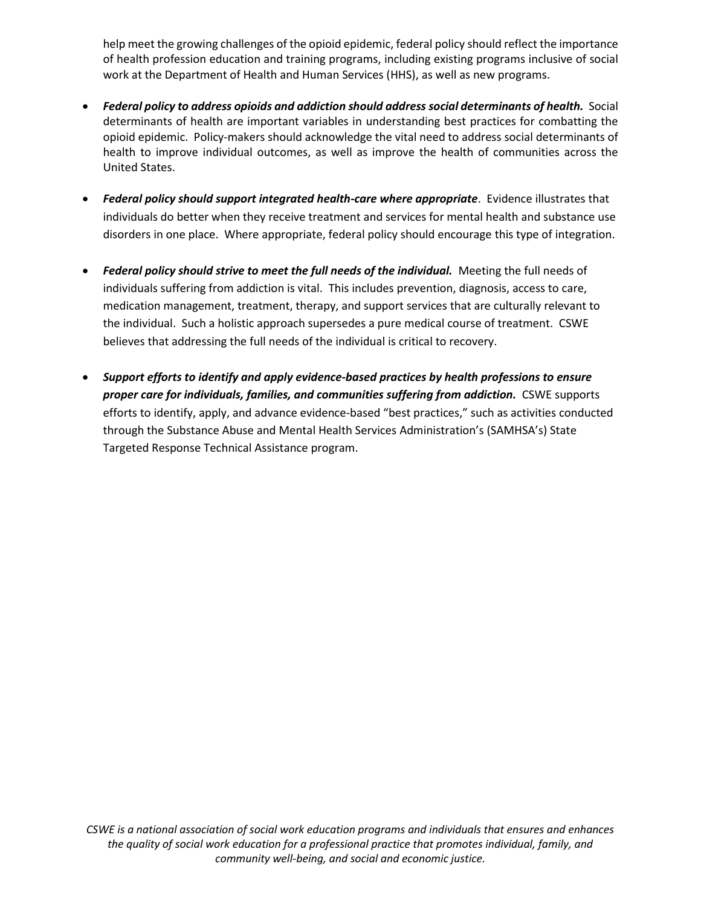help meet the growing challenges of the opioid epidemic, federal policy should reflect the importance of health profession education and training programs, including existing programs inclusive of social work at the Department of Health and Human Services (HHS), as well as new programs.

- ***Federal policy to address opioids and addiction should address social determinants of health.*** Social determinants of health are important variables in understanding best practices for combatting the opioid epidemic. Policy-makers should acknowledge the vital need to address social determinants of health to improve individual outcomes, as well as improve the health of communities across the United States.

- ***Federal policy should support integrated health-care where appropriate***. Evidence illustrates that individuals do better when they receive treatment and services for mental health and substance use disorders in one place. Where appropriate, federal policy should encourage this type of integration.

- ***Federal policy should strive to meet the full needs of the individual.*** Meeting the full needs of individuals suffering from addiction is vital. This includes prevention, diagnosis, access to care, medication management, treatment, therapy, and support services that are culturally relevant to the individual. Such a holistic approach supersedes a pure medical course of treatment. CSWE believes that addressing the full needs of the individual is critical to recovery.

- ***Support efforts to identify and apply evidence-based practices by health professions to ensure proper care for individuals, families, and communities suffering from addiction.*** CSWE supports efforts to identify, apply, and advance evidence-based "best practices," such as activities conducted through the Substance Abuse and Mental Health Services Administration's (SAMHSA's) State Targeted Response Technical Assistance program.

*CSWE is a national association of social work education programs and individuals that ensures and enhances the quality of social work education for a professional practice that promotes individual, family, and community well-being, and social and economic justice.*